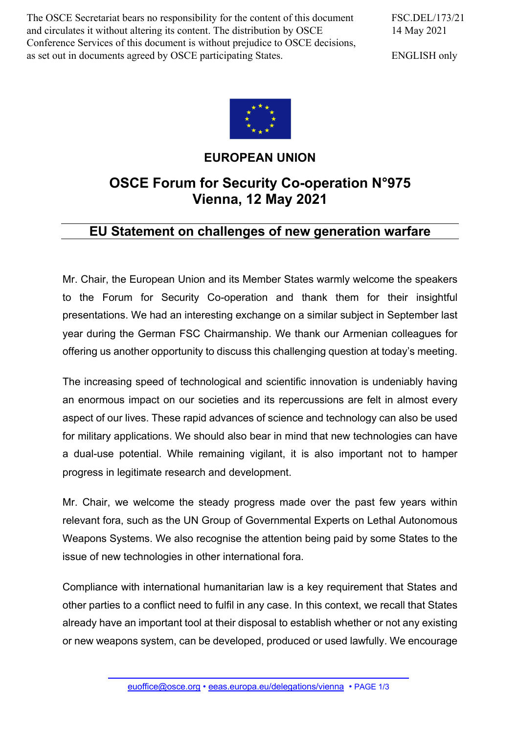The OSCE Secretariat bears no responsibility for the content of this document and circulates it without altering its content. The distribution by OSCE Conference Services of this document is without prejudice to OSCE decisions, as set out in documents agreed by OSCE participating States.

FSC.DEL/173/21
14 May 2021

ENGLISH only

**EUROPEAN UNION**

## OSCE Forum for Security Co-operation N°975
## Vienna, 12 May 2021

# EU Statement on challenges of new generation warfare

Mr. Chair, the European Union and its Member States warmly welcome the speakers to the Forum for Security Co-operation and thank them for their insightful presentations. We had an interesting exchange on a similar subject in September last year during the German FSC Chairmanship. We thank our Armenian colleagues for offering us another opportunity to discuss this challenging question at today's meeting.

The increasing speed of technological and scientific innovation is undeniably having an enormous impact on our societies and its repercussions are felt in almost every aspect of our lives. These rapid advances of science and technology can also be used for military applications. We should also bear in mind that new technologies can have a dual-use potential. While remaining vigilant, it is also important not to hamper progress in legitimate research and development.

Mr. Chair, we welcome the steady progress made over the past few years within relevant fora, such as the UN Group of Governmental Experts on Lethal Autonomous Weapons Systems. We also recognise the attention being paid by some States to the issue of new technologies in other international fora.

Compliance with international humanitarian law is a key requirement that States and other parties to a conflict need to fulfil in any case. In this context, we recall that States already have an important tool at their disposal to establish whether or not any existing or new weapons system, can be developed, produced or used lawfully. We encourage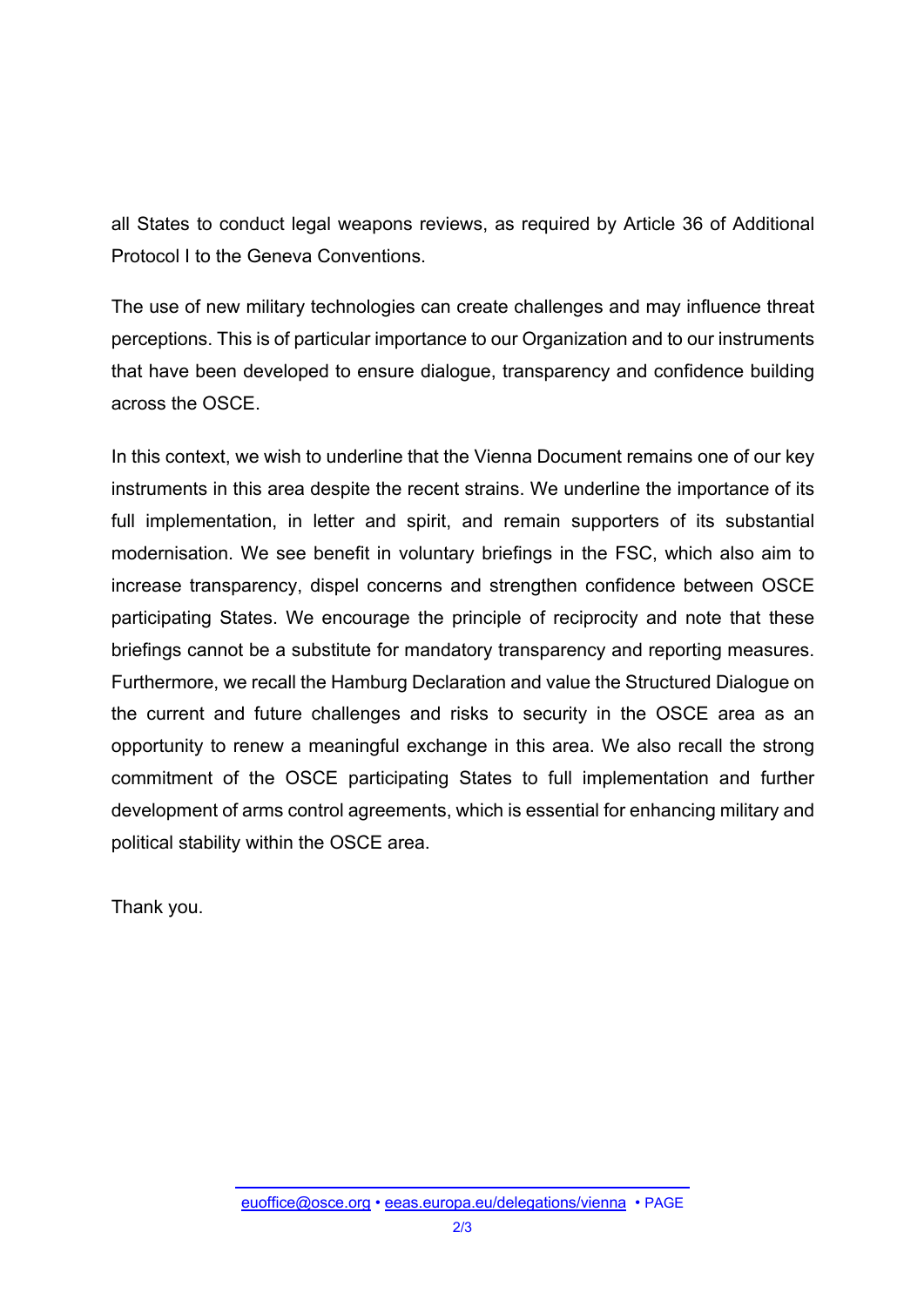all States to conduct legal weapons reviews, as required by Article 36 of Additional Protocol I to the Geneva Conventions.

The use of new military technologies can create challenges and may influence threat perceptions. This is of particular importance to our Organization and to our instruments that have been developed to ensure dialogue, transparency and confidence building across the OSCE.

In this context, we wish to underline that the Vienna Document remains one of our key instruments in this area despite the recent strains. We underline the importance of its full implementation, in letter and spirit, and remain supporters of its substantial modernisation. We see benefit in voluntary briefings in the FSC, which also aim to increase transparency, dispel concerns and strengthen confidence between OSCE participating States. We encourage the principle of reciprocity and note that these briefings cannot be a substitute for mandatory transparency and reporting measures. Furthermore, we recall the Hamburg Declaration and value the Structured Dialogue on the current and future challenges and risks to security in the OSCE area as an opportunity to renew a meaningful exchange in this area. We also recall the strong commitment of the OSCE participating States to full implementation and further development of arms control agreements, which is essential for enhancing military and political stability within the OSCE area.

Thank you.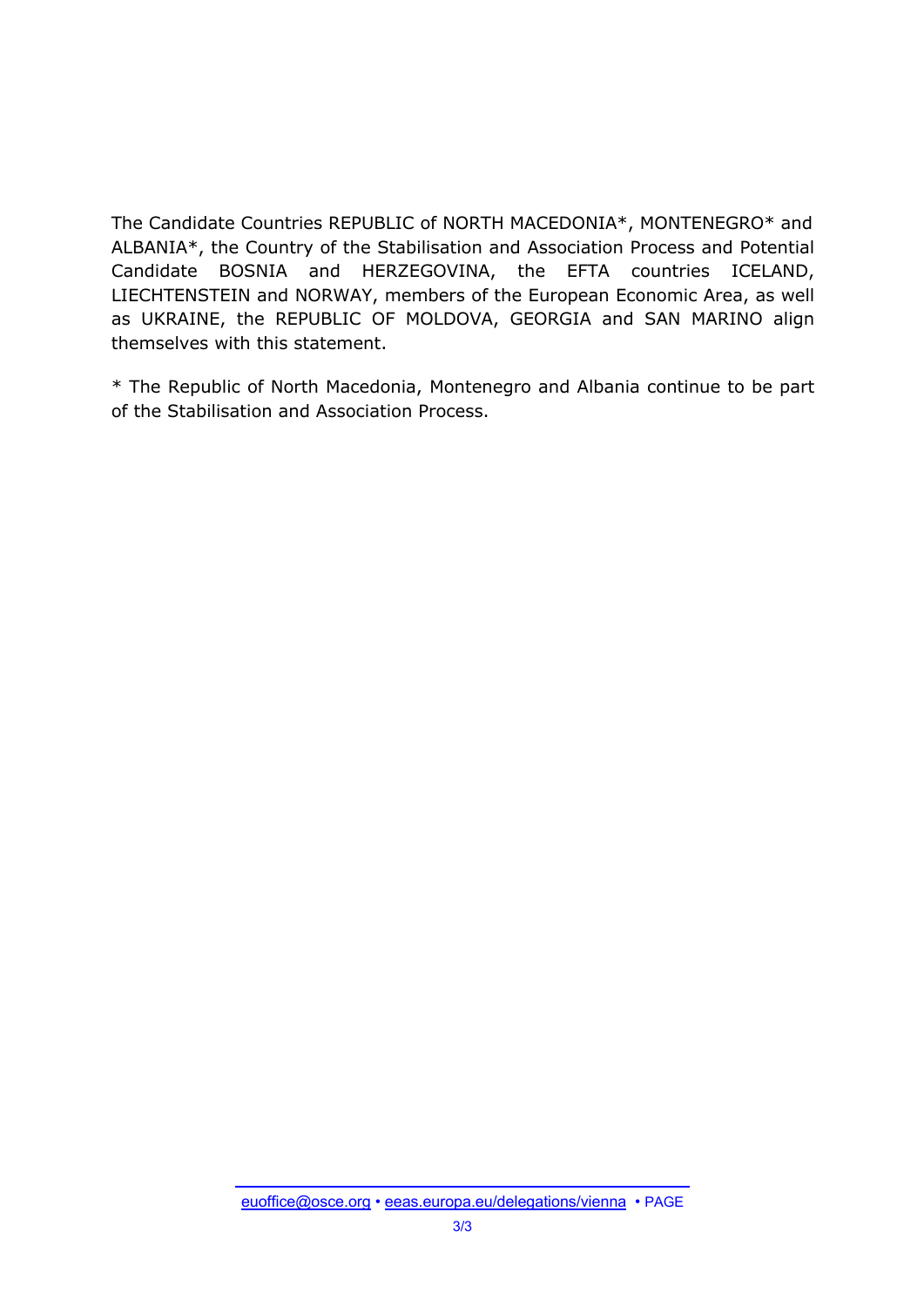The Candidate Countries REPUBLIC of NORTH MACEDONIA*, MONTENEGRO* and ALBANIA*, the Country of the Stabilisation and Association Process and Potential Candidate BOSNIA and HERZEGOVINA, the EFTA countries ICELAND, LIECHTENSTEIN and NORWAY, members of the European Economic Area, as well as UKRAINE, the REPUBLIC OF MOLDOVA, GEORGIA and SAN MARINO align themselves with this statement.

* The Republic of North Macedonia, Montenegro and Albania continue to be part of the Stabilisation and Association Process.

euoffice@osce.org • eeas.europa.eu/delegations/vienna